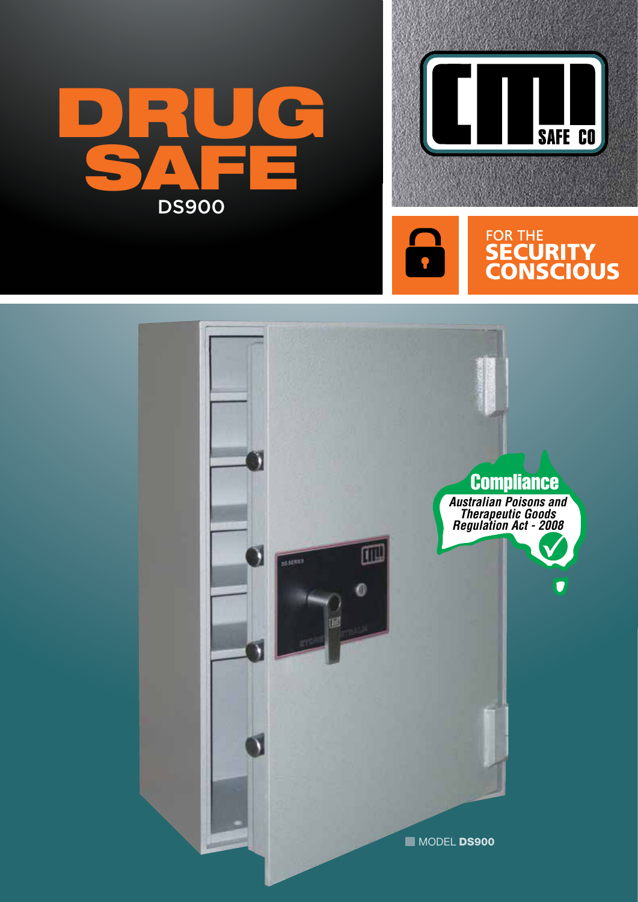# DRUG SAFE

DS900

CMI SAFE CO

FOR THE **SECURITY CONSCIOUS**

**Compliance**

*Australian Poisons and Therapeutic Goods Regulation Act - 2008*

MODEL **DS900**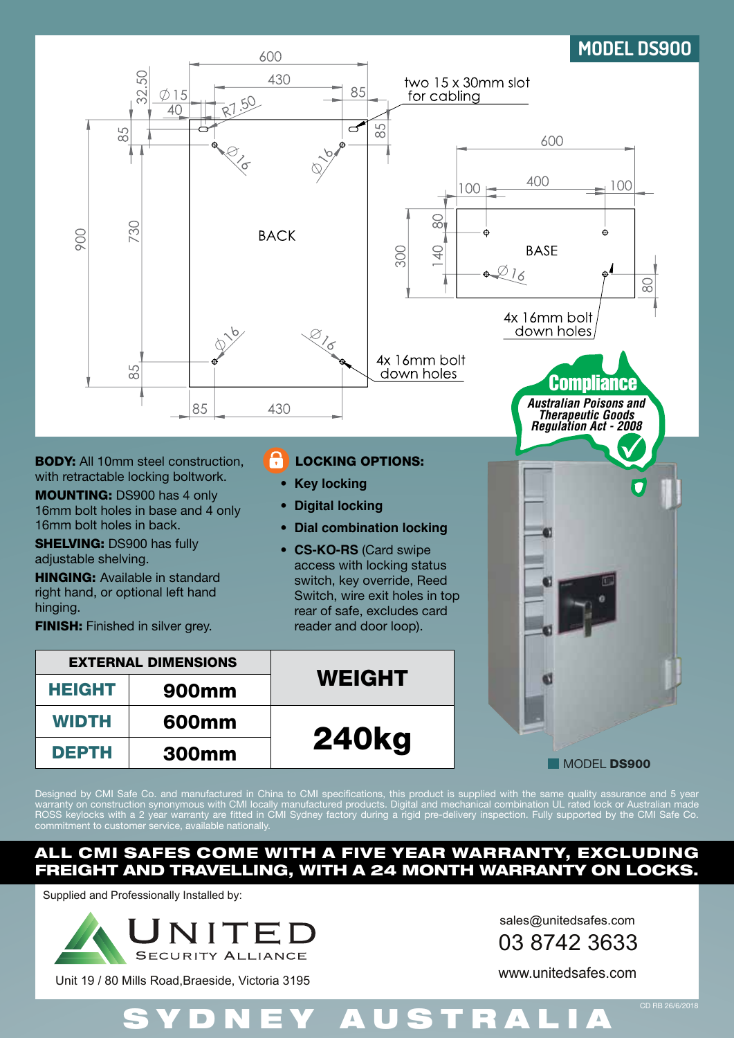# MODEL DS900

600
430
85
32.50
∅15
40
R7.50
two 15 x 30mm slot for cabling
85
85
∅16
∅16
900
730
BACK
∅16
∅16
85
85
430
4x 16mm bolt down holes

600
100
400
100
80
300
140
BASE
∅16
80
4x 16mm bolt down holes

**Compliance**
*Australian Poisons and Therapeutic Goods Regulation Act - 2008*

**BODY:** All 10mm steel construction, with retractable locking boltwork.

**MOUNTING:** DS900 has 4 only 16mm bolt holes in base and 4 only 16mm bolt holes in back.

**SHELVING:** DS900 has fully adjustable shelving.

**HINGING:** Available in standard right hand, or optional left hand hinging.

**FINISH:** Finished in silver grey.

**LOCKING OPTIONS:**

- **Key locking**
- **Digital locking**
- **Dial combination locking**
- **CS-KO-RS** (Card swipe access with locking status switch, key override, Reed Switch, wire exit holes in top rear of safe, excludes card reader and door loop).

| EXTERNAL DIMENSIONS | | WEIGHT |
|---|---|---|
| **HEIGHT** | **900mm** | |
| **WIDTH** | **600mm** | **240kg** |
| **DEPTH** | **300mm** | |

MODEL **DS900**

Designed by CMI Safe Co. and manufactured in China to CMI specifications, this product is supplied with the same quality assurance and 5 year warranty on construction synonymous with CMI locally manufactured products. Digital and mechanical combination UL rated lock or Australian made ROSS keylocks with a 2 year warranty are fitted in CMI Sydney factory during a rigid pre-delivery inspection. Fully supported by the CMI Safe Co. commitment to customer service, available nationally.

**ALL CMI SAFES COME WITH A FIVE YEAR WARRANTY, EXCLUDING FREIGHT AND TRAVELLING, WITH A 24 MONTH WARRANTY ON LOCKS.**

Supplied and Professionally Installed by:

UNITED SECURITY ALLIANCE

Unit 19 / 80 Mills Road,Braeside, Victoria 3195

sales@unitedsafes.com

03 8742 3633

www.unitedsafes.com

CD RB 26/6/2018

SYDNEY AUSTRALIA